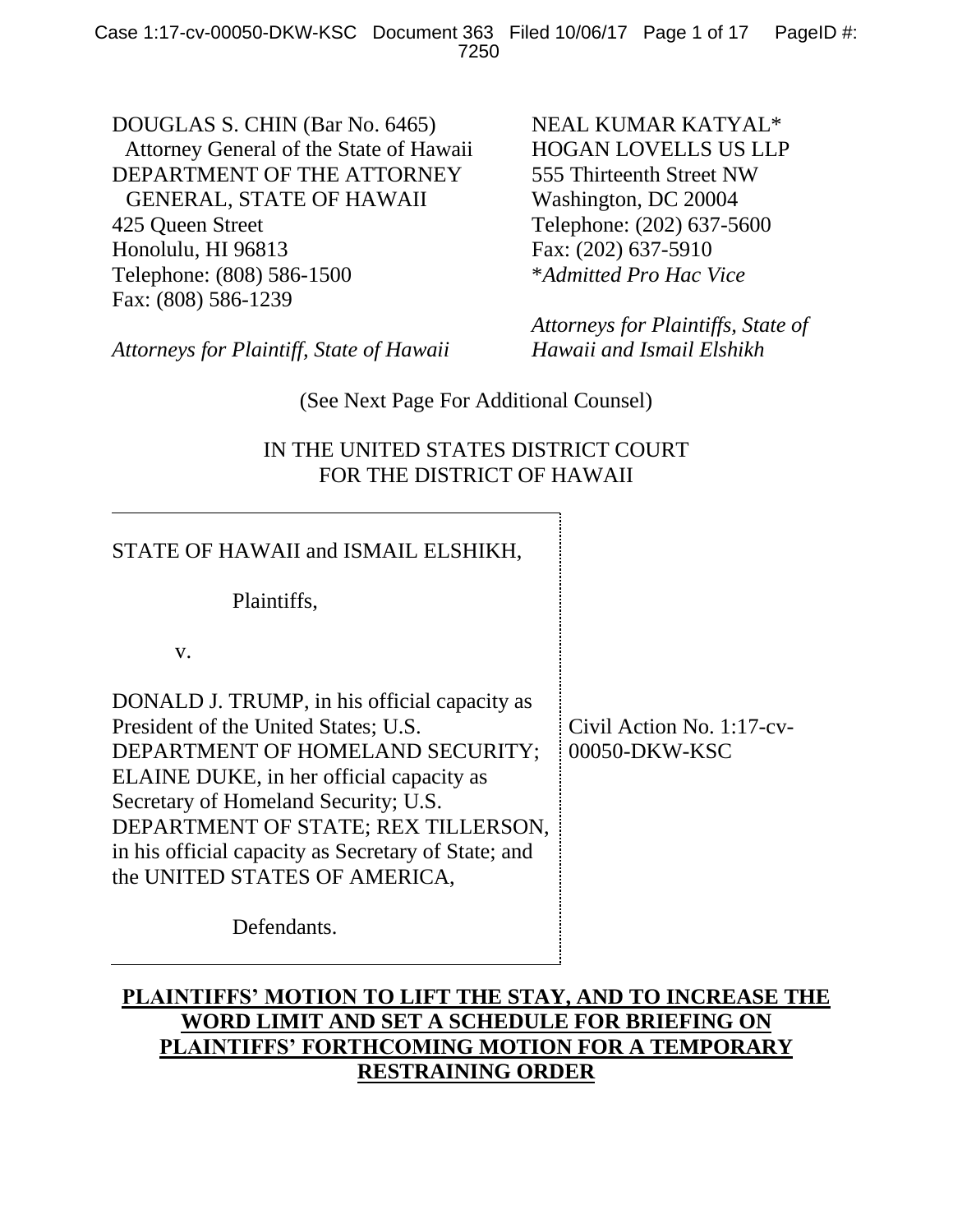DOUGLAS S. CHIN (Bar No. 6465)
Attorney General of the State of Hawaii
DEPARTMENT OF THE ATTORNEY GENERAL, STATE OF HAWAII
425 Queen Street
Honolulu, HI 96813
Telephone: (808) 586-1500
Fax: (808) 586-1239

*Attorneys for Plaintiff, State of Hawaii*

NEAL KUMAR KATYAL*
HOGAN LOVELLS US LLP
555 Thirteenth Street NW
Washington, DC 20004
Telephone: (202) 637-5600
Fax: (202) 637-5910
**Admitted Pro Hac Vice*

*Attorneys for Plaintiffs, State of Hawaii and Ismail Elshikh*

(See Next Page For Additional Counsel)

IN THE UNITED STATES DISTRICT COURT
FOR THE DISTRICT OF HAWAII

STATE OF HAWAII and ISMAIL ELSHIKH,

Plaintiffs,

v.

DONALD J. TRUMP, in his official capacity as President of the United States; U.S. DEPARTMENT OF HOMELAND SECURITY; ELAINE DUKE, in her official capacity as Secretary of Homeland Security; U.S. DEPARTMENT OF STATE; REX TILLERSON, in his official capacity as Secretary of State; and the UNITED STATES OF AMERICA,

Defendants.

Civil Action No. 1:17-cv-00050-DKW-KSC

**PLAINTIFFS' MOTION TO LIFT THE STAY, AND TO INCREASE THE WORD LIMIT AND SET A SCHEDULE FOR BRIEFING ON PLAINTIFFS' FORTHCOMING MOTION FOR A TEMPORARY RESTRAINING ORDER**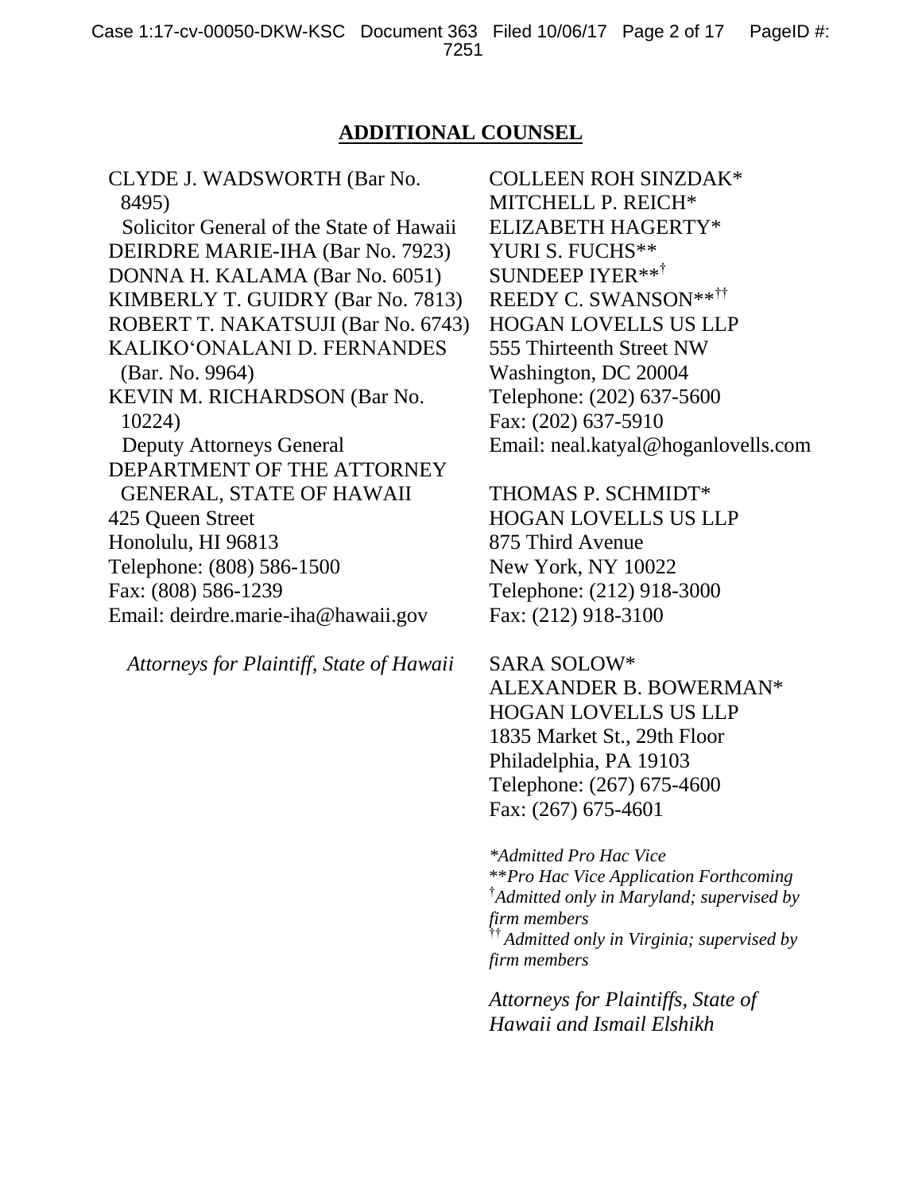## ADDITIONAL COUNSEL

CLYDE J. WADSWORTH (Bar No. 8495)
Solicitor General of the State of Hawaii
DEIRDRE MARIE-IHA (Bar No. 7923)
DONNA H. KALAMA (Bar No. 6051)
KIMBERLY T. GUIDRY (Bar No. 7813)
ROBERT T. NAKATSUJI (Bar No. 6743)
KALIKO‘ONALANI D. FERNANDES (Bar. No. 9964)
KEVIN M. RICHARDSON (Bar No. 10224)
Deputy Attorneys General
DEPARTMENT OF THE ATTORNEY GENERAL, STATE OF HAWAII
425 Queen Street
Honolulu, HI 96813
Telephone: (808) 586-1500
Fax: (808) 586-1239
Email: deirdre.marie-iha@hawaii.gov

*Attorneys for Plaintiff, State of Hawaii*

COLLEEN ROH SINZDAK*
MITCHELL P. REICH*
ELIZABETH HAGERTY*
YURI S. FUCHS**
SUNDEEP IYER**†
REEDY C. SWANSON**††
HOGAN LOVELLS US LLP
555 Thirteenth Street NW
Washington, DC 20004
Telephone: (202) 637-5600
Fax: (202) 637-5910
Email: neal.katyal@hoganlovells.com

THOMAS P. SCHMIDT*
HOGAN LOVELLS US LLP
875 Third Avenue
New York, NY 10022
Telephone: (212) 918-3000
Fax: (212) 918-3100

SARA SOLOW*
ALEXANDER B. BOWERMAN*
HOGAN LOVELLS US LLP
1835 Market St., 29th Floor
Philadelphia, PA 19103
Telephone: (267) 675-4600
Fax: (267) 675-4601

*\*Admitted Pro Hac Vice*
*\*\*Pro Hac Vice Application Forthcoming*
*†Admitted only in Maryland; supervised by firm members*
*††Admitted only in Virginia; supervised by firm members*

*Attorneys for Plaintiffs, State of Hawaii and Ismail Elshikh*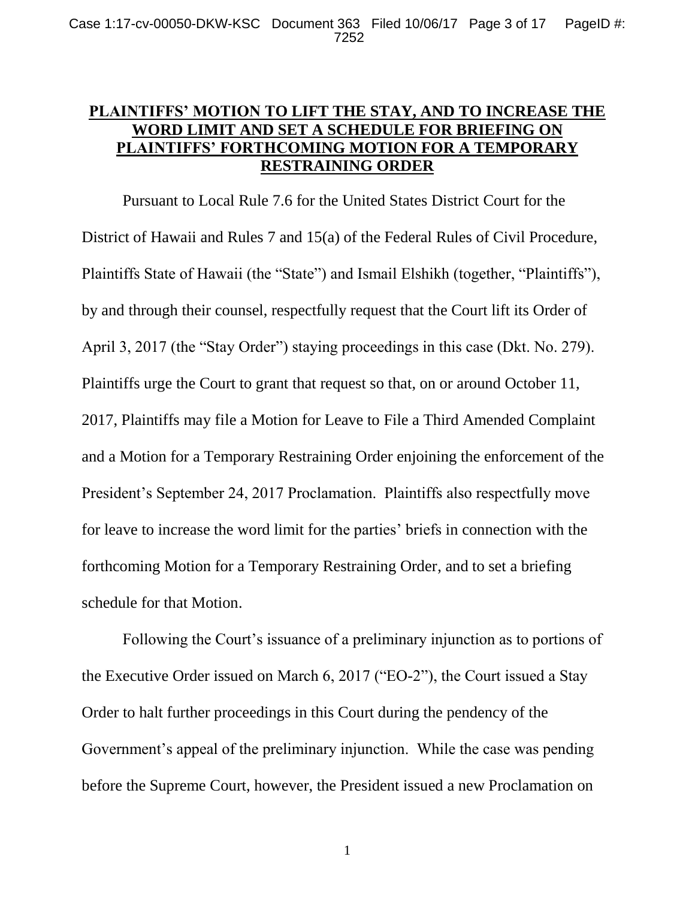**PLAINTIFFS' MOTION TO LIFT THE STAY, AND TO INCREASE THE WORD LIMIT AND SET A SCHEDULE FOR BRIEFING ON PLAINTIFFS' FORTHCOMING MOTION FOR A TEMPORARY RESTRAINING ORDER**

Pursuant to Local Rule 7.6 for the United States District Court for the District of Hawaii and Rules 7 and 15(a) of the Federal Rules of Civil Procedure, Plaintiffs State of Hawaii (the "State") and Ismail Elshikh (together, "Plaintiffs"), by and through their counsel, respectfully request that the Court lift its Order of April 3, 2017 (the "Stay Order") staying proceedings in this case (Dkt. No. 279). Plaintiffs urge the Court to grant that request so that, on or around October 11, 2017, Plaintiffs may file a Motion for Leave to File a Third Amended Complaint and a Motion for a Temporary Restraining Order enjoining the enforcement of the President's September 24, 2017 Proclamation. Plaintiffs also respectfully move for leave to increase the word limit for the parties' briefs in connection with the forthcoming Motion for a Temporary Restraining Order, and to set a briefing schedule for that Motion.

Following the Court's issuance of a preliminary injunction as to portions of the Executive Order issued on March 6, 2017 ("EO-2"), the Court issued a Stay Order to halt further proceedings in this Court during the pendency of the Government's appeal of the preliminary injunction. While the case was pending before the Supreme Court, however, the President issued a new Proclamation on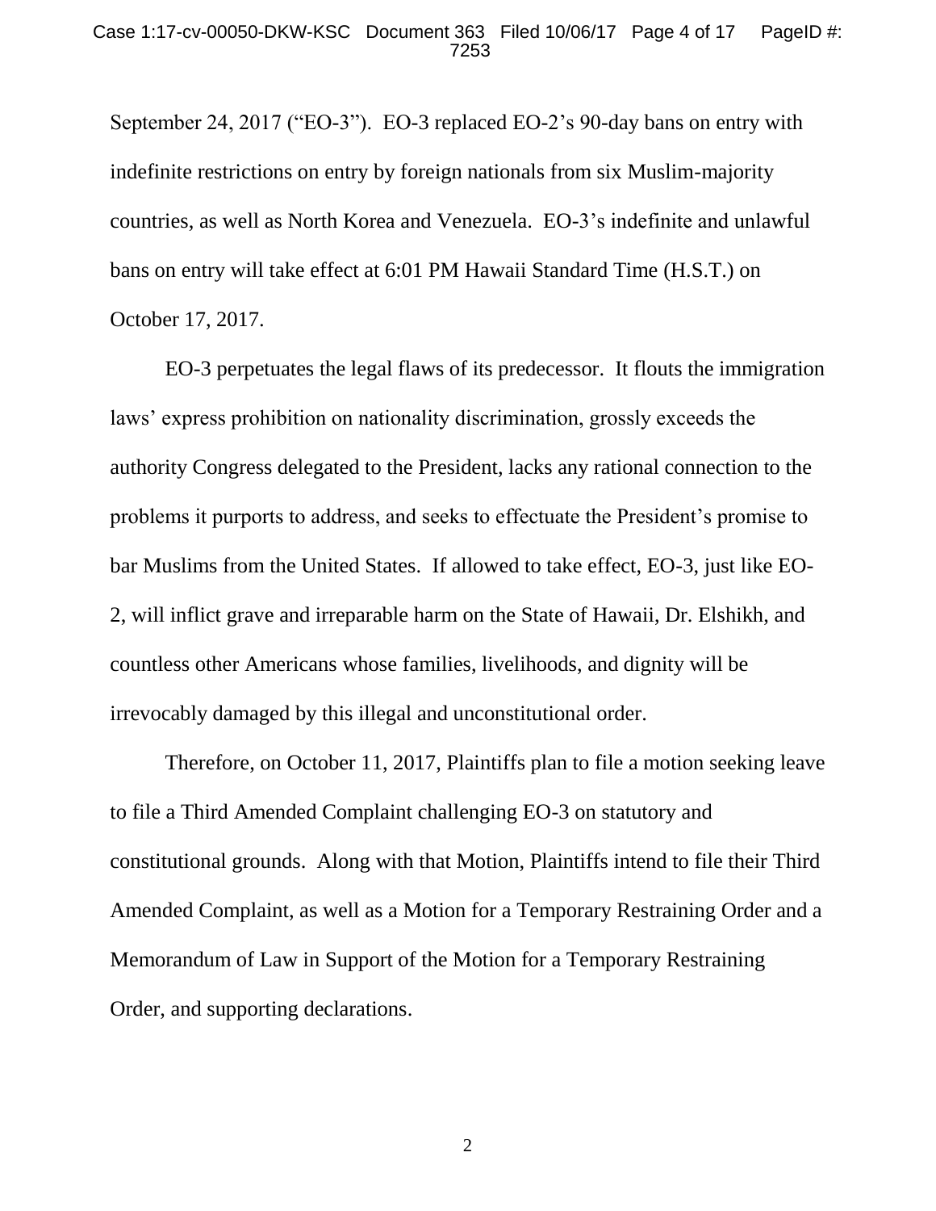September 24, 2017 ("EO-3"). EO-3 replaced EO-2's 90-day bans on entry with indefinite restrictions on entry by foreign nationals from six Muslim-majority countries, as well as North Korea and Venezuela. EO-3's indefinite and unlawful bans on entry will take effect at 6:01 PM Hawaii Standard Time (H.S.T.) on October 17, 2017.

EO-3 perpetuates the legal flaws of its predecessor. It flouts the immigration laws' express prohibition on nationality discrimination, grossly exceeds the authority Congress delegated to the President, lacks any rational connection to the problems it purports to address, and seeks to effectuate the President's promise to bar Muslims from the United States. If allowed to take effect, EO-3, just like EO-2, will inflict grave and irreparable harm on the State of Hawaii, Dr. Elshikh, and countless other Americans whose families, livelihoods, and dignity will be irrevocably damaged by this illegal and unconstitutional order.

Therefore, on October 11, 2017, Plaintiffs plan to file a motion seeking leave to file a Third Amended Complaint challenging EO-3 on statutory and constitutional grounds. Along with that Motion, Plaintiffs intend to file their Third Amended Complaint, as well as a Motion for a Temporary Restraining Order and a Memorandum of Law in Support of the Motion for a Temporary Restraining Order, and supporting declarations.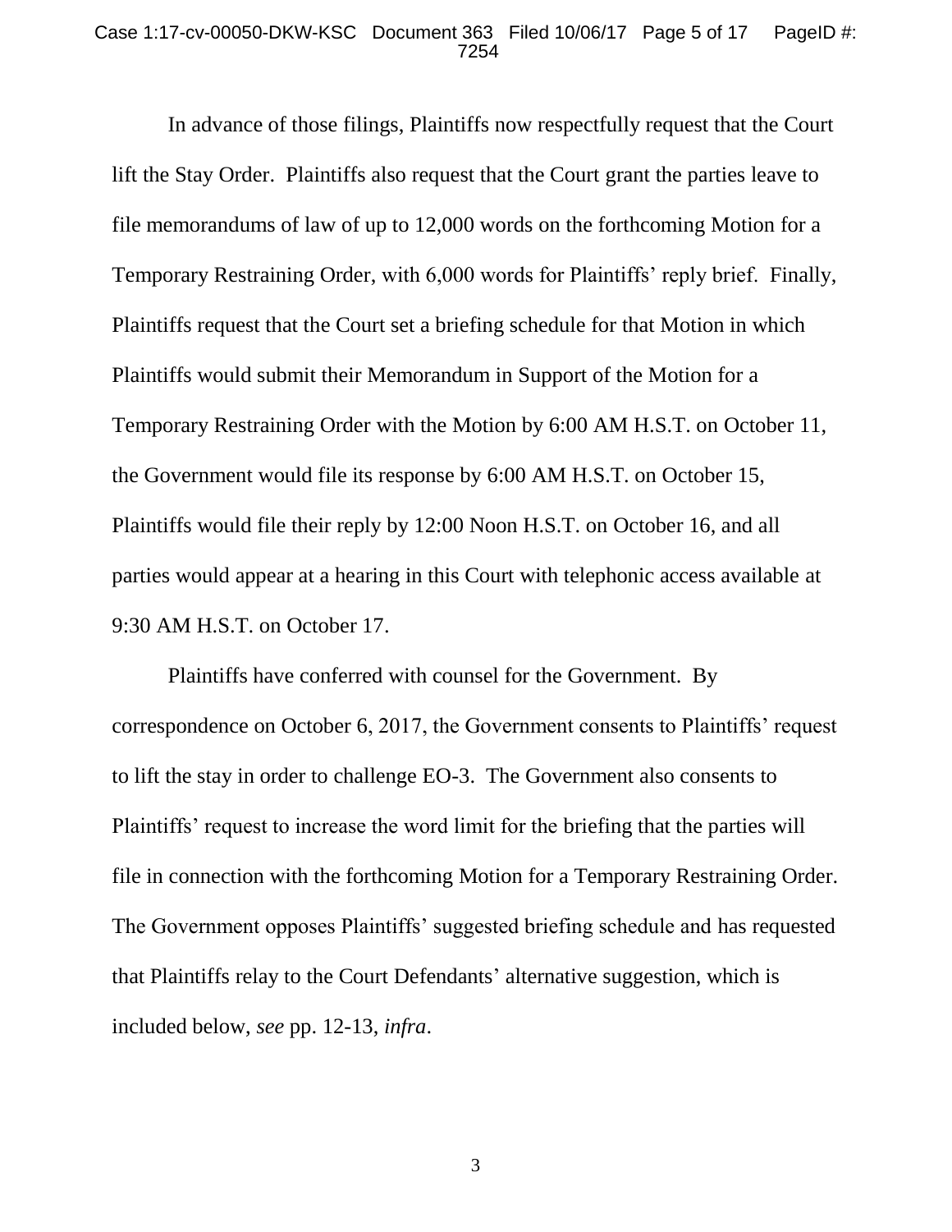In advance of those filings, Plaintiffs now respectfully request that the Court lift the Stay Order. Plaintiffs also request that the Court grant the parties leave to file memorandums of law of up to 12,000 words on the forthcoming Motion for a Temporary Restraining Order, with 6,000 words for Plaintiffs' reply brief. Finally, Plaintiffs request that the Court set a briefing schedule for that Motion in which Plaintiffs would submit their Memorandum in Support of the Motion for a Temporary Restraining Order with the Motion by 6:00 AM H.S.T. on October 11, the Government would file its response by 6:00 AM H.S.T. on October 15, Plaintiffs would file their reply by 12:00 Noon H.S.T. on October 16, and all parties would appear at a hearing in this Court with telephonic access available at 9:30 AM H.S.T. on October 17.

Plaintiffs have conferred with counsel for the Government. By correspondence on October 6, 2017, the Government consents to Plaintiffs' request to lift the stay in order to challenge EO-3. The Government also consents to Plaintiffs' request to increase the word limit for the briefing that the parties will file in connection with the forthcoming Motion for a Temporary Restraining Order. The Government opposes Plaintiffs' suggested briefing schedule and has requested that Plaintiffs relay to the Court Defendants' alternative suggestion, which is included below, *see* pp. 12-13, *infra*.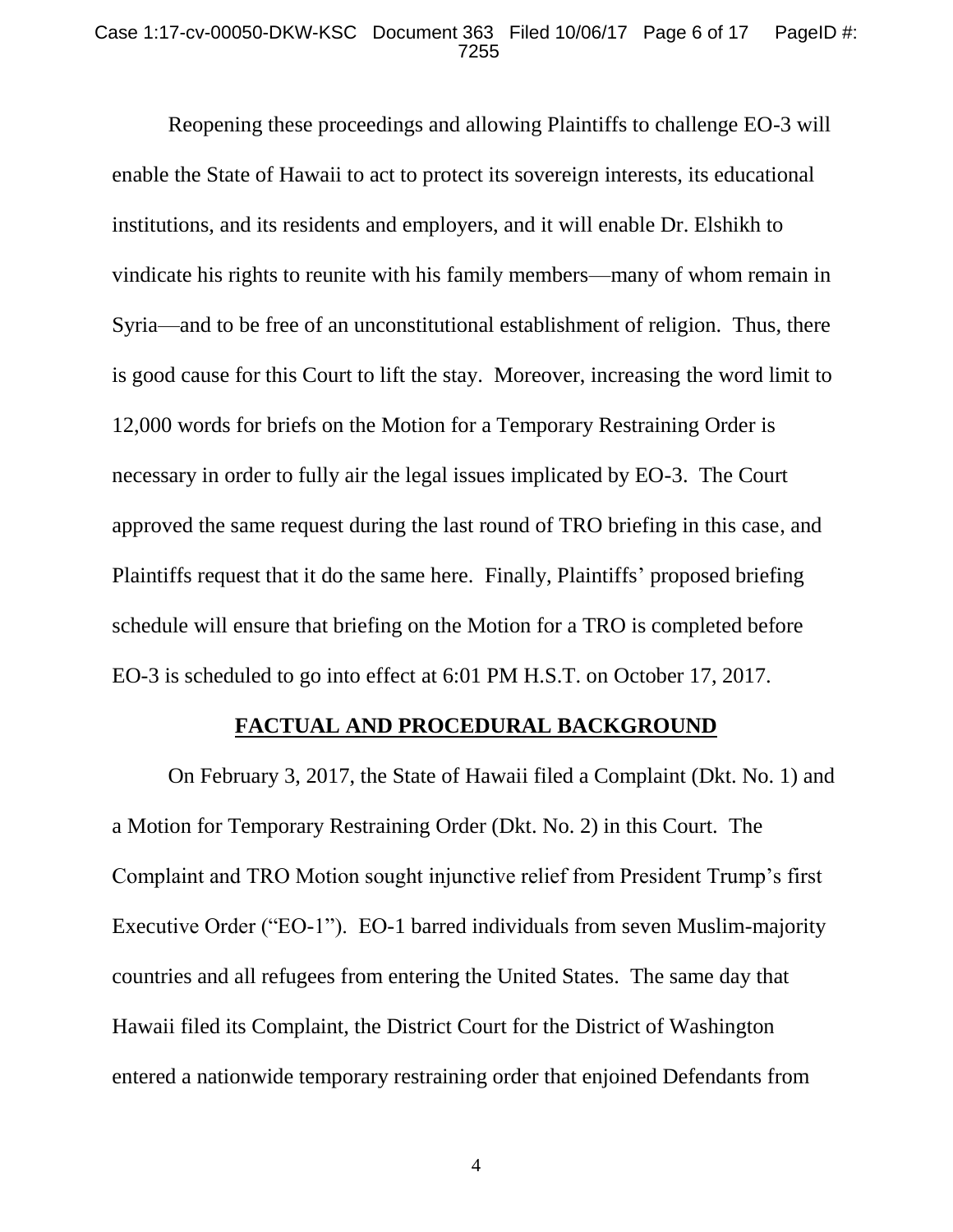Reopening these proceedings and allowing Plaintiffs to challenge EO-3 will enable the State of Hawaii to act to protect its sovereign interests, its educational institutions, and its residents and employers, and it will enable Dr. Elshikh to vindicate his rights to reunite with his family members—many of whom remain in Syria—and to be free of an unconstitutional establishment of religion. Thus, there is good cause for this Court to lift the stay. Moreover, increasing the word limit to 12,000 words for briefs on the Motion for a Temporary Restraining Order is necessary in order to fully air the legal issues implicated by EO-3. The Court approved the same request during the last round of TRO briefing in this case, and Plaintiffs request that it do the same here. Finally, Plaintiffs' proposed briefing schedule will ensure that briefing on the Motion for a TRO is completed before EO-3 is scheduled to go into effect at 6:01 PM H.S.T. on October 17, 2017.

## FACTUAL AND PROCEDURAL BACKGROUND

On February 3, 2017, the State of Hawaii filed a Complaint (Dkt. No. 1) and a Motion for Temporary Restraining Order (Dkt. No. 2) in this Court. The Complaint and TRO Motion sought injunctive relief from President Trump's first Executive Order ("EO-1"). EO-1 barred individuals from seven Muslim-majority countries and all refugees from entering the United States. The same day that Hawaii filed its Complaint, the District Court for the District of Washington entered a nationwide temporary restraining order that enjoined Defendants from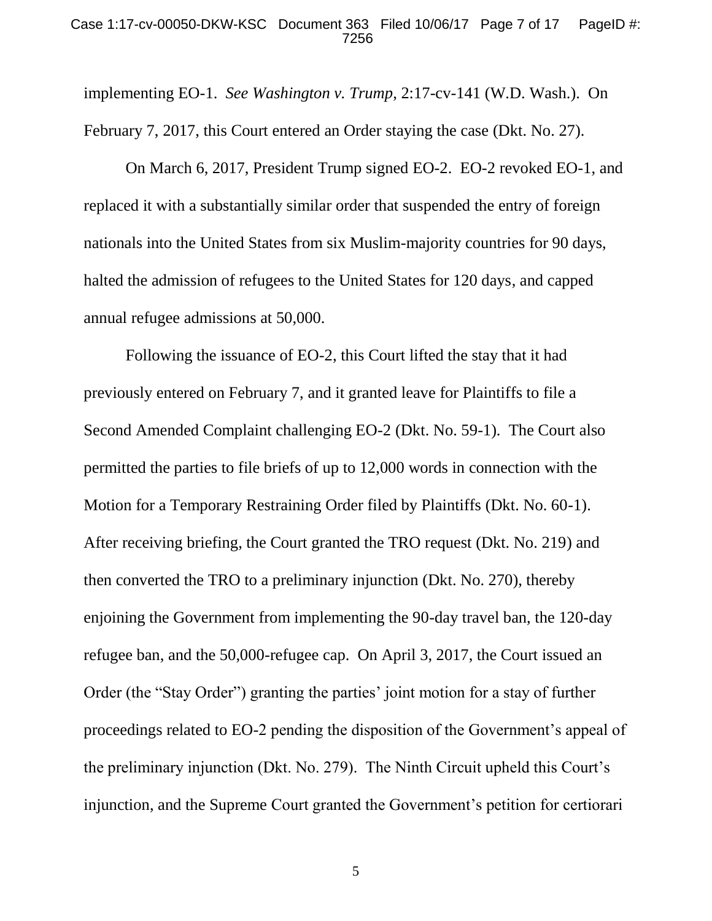implementing EO-1. *See Washington v. Trump*, 2:17-cv-141 (W.D. Wash.). On February 7, 2017, this Court entered an Order staying the case (Dkt. No. 27).

On March 6, 2017, President Trump signed EO-2. EO-2 revoked EO-1, and replaced it with a substantially similar order that suspended the entry of foreign nationals into the United States from six Muslim-majority countries for 90 days, halted the admission of refugees to the United States for 120 days, and capped annual refugee admissions at 50,000.

Following the issuance of EO-2, this Court lifted the stay that it had previously entered on February 7, and it granted leave for Plaintiffs to file a Second Amended Complaint challenging EO-2 (Dkt. No. 59-1). The Court also permitted the parties to file briefs of up to 12,000 words in connection with the Motion for a Temporary Restraining Order filed by Plaintiffs (Dkt. No. 60-1). After receiving briefing, the Court granted the TRO request (Dkt. No. 219) and then converted the TRO to a preliminary injunction (Dkt. No. 270), thereby enjoining the Government from implementing the 90-day travel ban, the 120-day refugee ban, and the 50,000-refugee cap. On April 3, 2017, the Court issued an Order (the "Stay Order") granting the parties' joint motion for a stay of further proceedings related to EO-2 pending the disposition of the Government's appeal of the preliminary injunction (Dkt. No. 279). The Ninth Circuit upheld this Court's injunction, and the Supreme Court granted the Government's petition for certiorari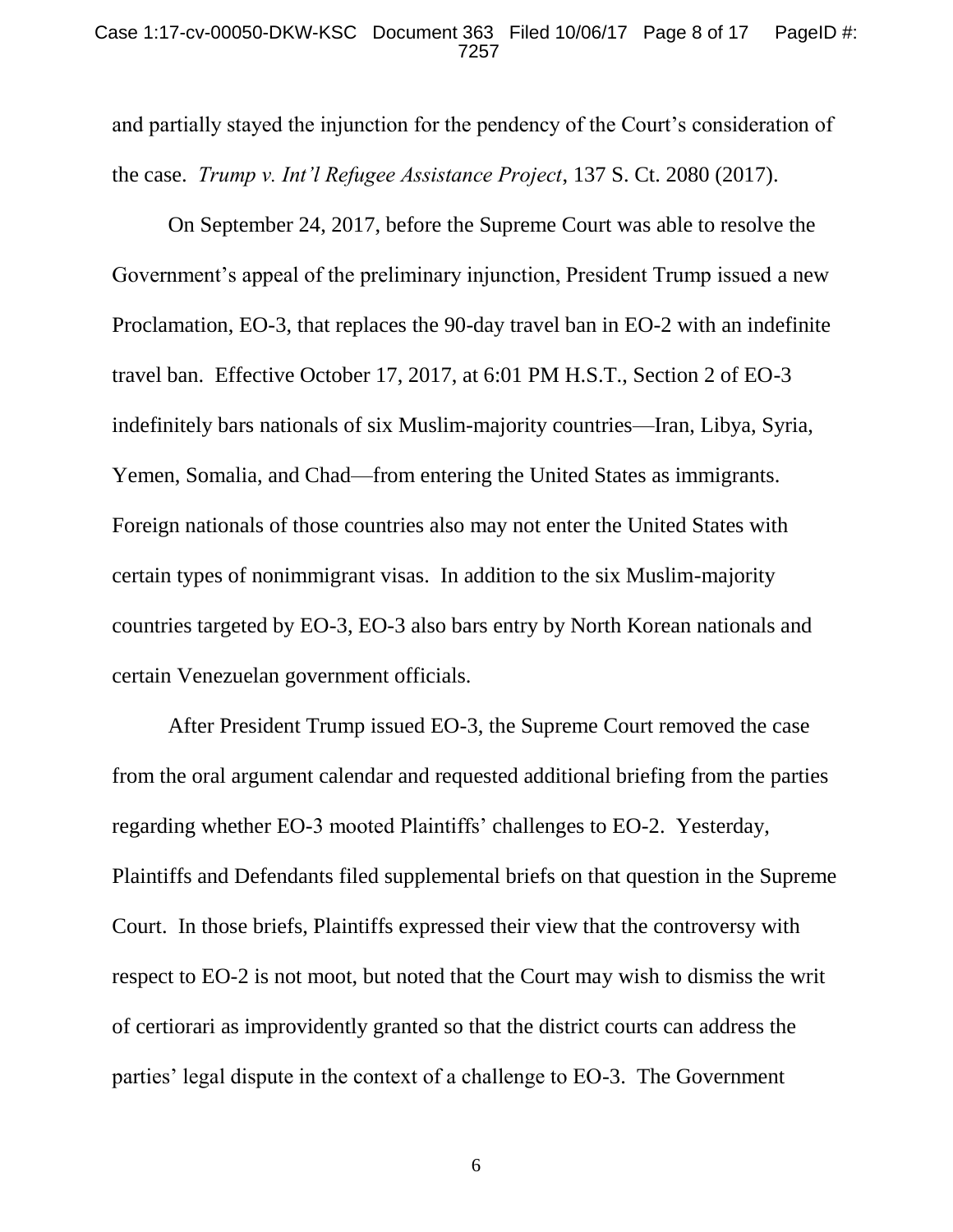and partially stayed the injunction for the pendency of the Court's consideration of the case. *Trump v. Int'l Refugee Assistance Project*, 137 S. Ct. 2080 (2017).

On September 24, 2017, before the Supreme Court was able to resolve the Government's appeal of the preliminary injunction, President Trump issued a new Proclamation, EO-3, that replaces the 90-day travel ban in EO-2 with an indefinite travel ban. Effective October 17, 2017, at 6:01 PM H.S.T., Section 2 of EO-3 indefinitely bars nationals of six Muslim-majority countries—Iran, Libya, Syria, Yemen, Somalia, and Chad—from entering the United States as immigrants. Foreign nationals of those countries also may not enter the United States with certain types of nonimmigrant visas. In addition to the six Muslim-majority countries targeted by EO-3, EO-3 also bars entry by North Korean nationals and certain Venezuelan government officials.

After President Trump issued EO-3, the Supreme Court removed the case from the oral argument calendar and requested additional briefing from the parties regarding whether EO-3 mooted Plaintiffs' challenges to EO-2. Yesterday, Plaintiffs and Defendants filed supplemental briefs on that question in the Supreme Court. In those briefs, Plaintiffs expressed their view that the controversy with respect to EO-2 is not moot, but noted that the Court may wish to dismiss the writ of certiorari as improvidently granted so that the district courts can address the parties' legal dispute in the context of a challenge to EO-3. The Government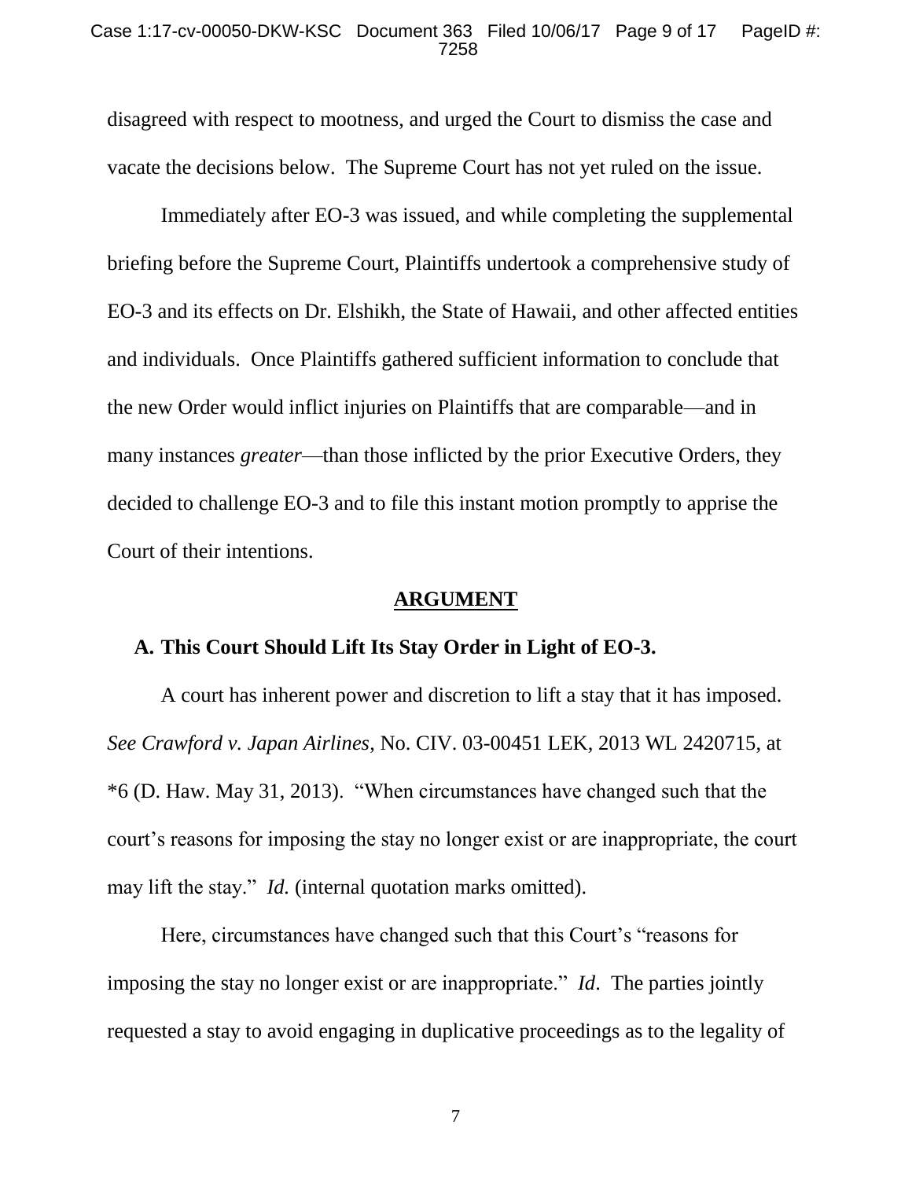disagreed with respect to mootness, and urged the Court to dismiss the case and vacate the decisions below. The Supreme Court has not yet ruled on the issue.

Immediately after EO-3 was issued, and while completing the supplemental briefing before the Supreme Court, Plaintiffs undertook a comprehensive study of EO-3 and its effects on Dr. Elshikh, the State of Hawaii, and other affected entities and individuals. Once Plaintiffs gathered sufficient information to conclude that the new Order would inflict injuries on Plaintiffs that are comparable—and in many instances *greater*—than those inflicted by the prior Executive Orders, they decided to challenge EO-3 and to file this instant motion promptly to apprise the Court of their intentions.

## ARGUMENT

### A. This Court Should Lift Its Stay Order in Light of EO-3.

A court has inherent power and discretion to lift a stay that it has imposed. *See Crawford v. Japan Airlines*, No. CIV. 03-00451 LEK, 2013 WL 2420715, at *6 (D. Haw. May 31, 2013). "When circumstances have changed such that the court's reasons for imposing the stay no longer exist or are inappropriate, the court may lift the stay." *Id.* (internal quotation marks omitted).

Here, circumstances have changed such that this Court's "reasons for imposing the stay no longer exist or are inappropriate." *Id*. The parties jointly requested a stay to avoid engaging in duplicative proceedings as to the legality of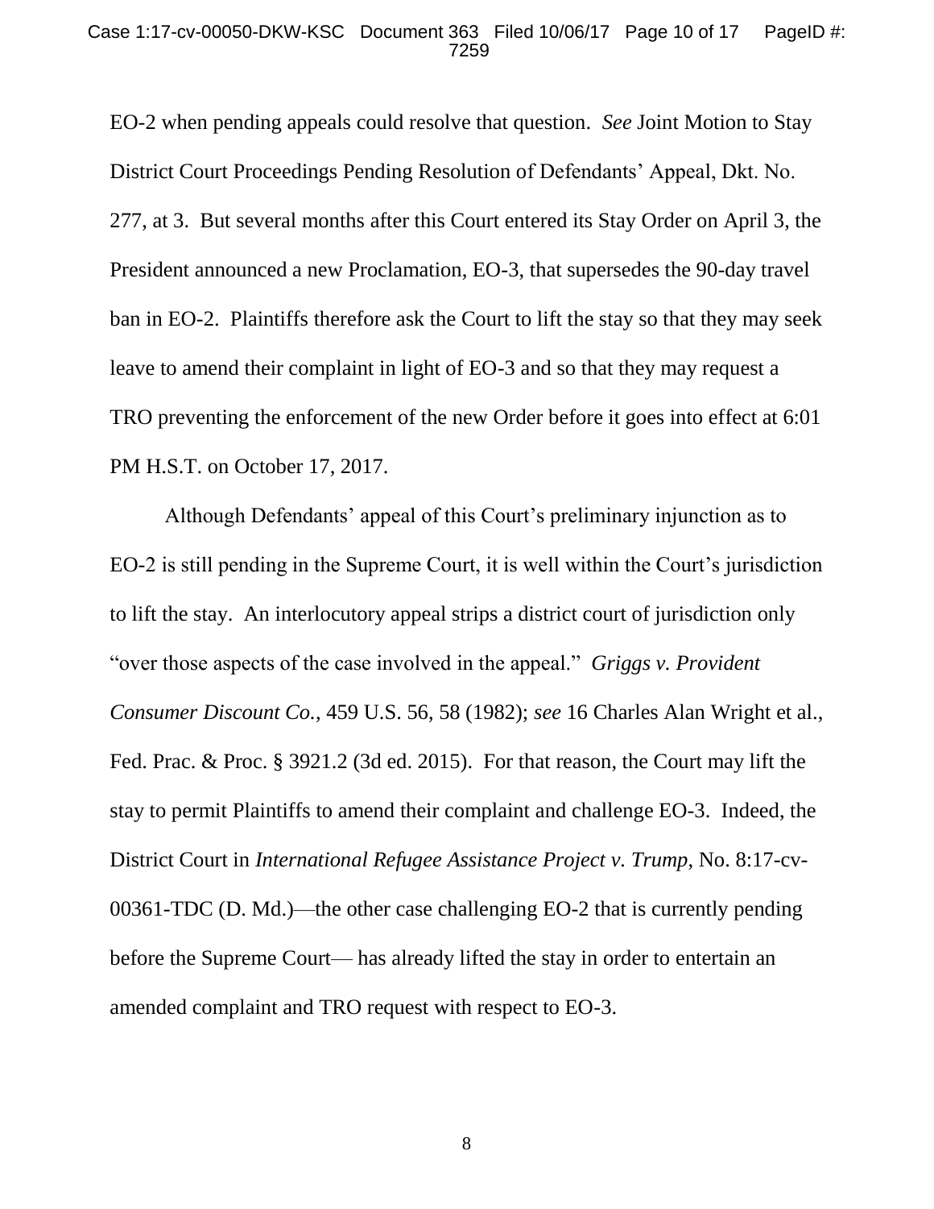EO-2 when pending appeals could resolve that question. *See* Joint Motion to Stay District Court Proceedings Pending Resolution of Defendants' Appeal, Dkt. No. 277, at 3. But several months after this Court entered its Stay Order on April 3, the President announced a new Proclamation, EO-3, that supersedes the 90-day travel ban in EO-2. Plaintiffs therefore ask the Court to lift the stay so that they may seek leave to amend their complaint in light of EO-3 and so that they may request a TRO preventing the enforcement of the new Order before it goes into effect at 6:01 PM H.S.T. on October 17, 2017.

Although Defendants' appeal of this Court's preliminary injunction as to EO-2 is still pending in the Supreme Court, it is well within the Court's jurisdiction to lift the stay. An interlocutory appeal strips a district court of jurisdiction only "over those aspects of the case involved in the appeal." *Griggs v. Provident Consumer Discount Co.*, 459 U.S. 56, 58 (1982); *see* 16 Charles Alan Wright et al., Fed. Prac. & Proc. § 3921.2 (3d ed. 2015). For that reason, the Court may lift the stay to permit Plaintiffs to amend their complaint and challenge EO-3. Indeed, the District Court in *International Refugee Assistance Project v. Trump*, No. 8:17-cv-00361-TDC (D. Md.)—the other case challenging EO-2 that is currently pending before the Supreme Court— has already lifted the stay in order to entertain an amended complaint and TRO request with respect to EO-3.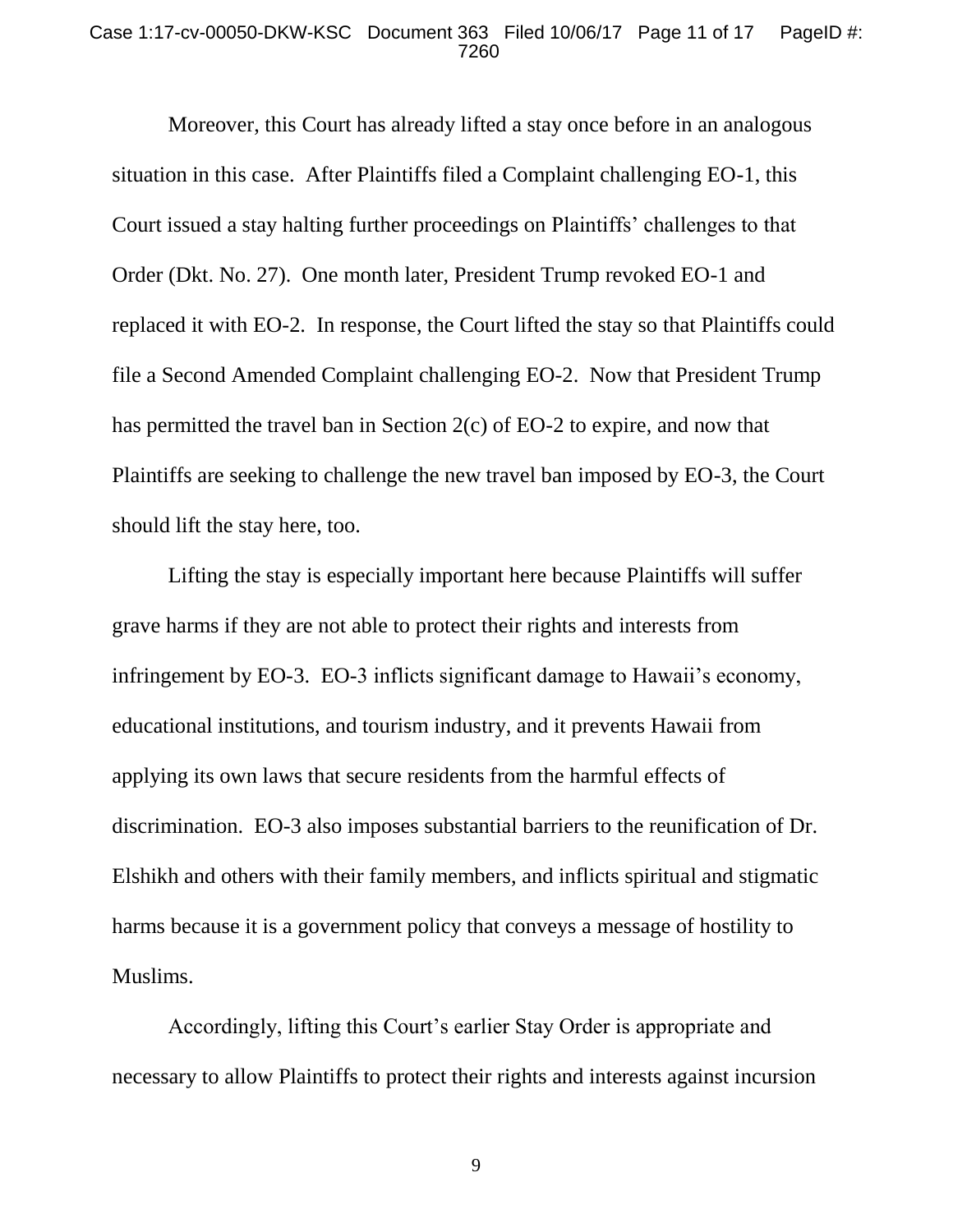Moreover, this Court has already lifted a stay once before in an analogous situation in this case. After Plaintiffs filed a Complaint challenging EO-1, this Court issued a stay halting further proceedings on Plaintiffs' challenges to that Order (Dkt. No. 27). One month later, President Trump revoked EO-1 and replaced it with EO-2. In response, the Court lifted the stay so that Plaintiffs could file a Second Amended Complaint challenging EO-2. Now that President Trump has permitted the travel ban in Section 2(c) of EO-2 to expire, and now that Plaintiffs are seeking to challenge the new travel ban imposed by EO-3, the Court should lift the stay here, too.

Lifting the stay is especially important here because Plaintiffs will suffer grave harms if they are not able to protect their rights and interests from infringement by EO-3. EO-3 inflicts significant damage to Hawaii's economy, educational institutions, and tourism industry, and it prevents Hawaii from applying its own laws that secure residents from the harmful effects of discrimination. EO-3 also imposes substantial barriers to the reunification of Dr. Elshikh and others with their family members, and inflicts spiritual and stigmatic harms because it is a government policy that conveys a message of hostility to Muslims.

Accordingly, lifting this Court's earlier Stay Order is appropriate and necessary to allow Plaintiffs to protect their rights and interests against incursion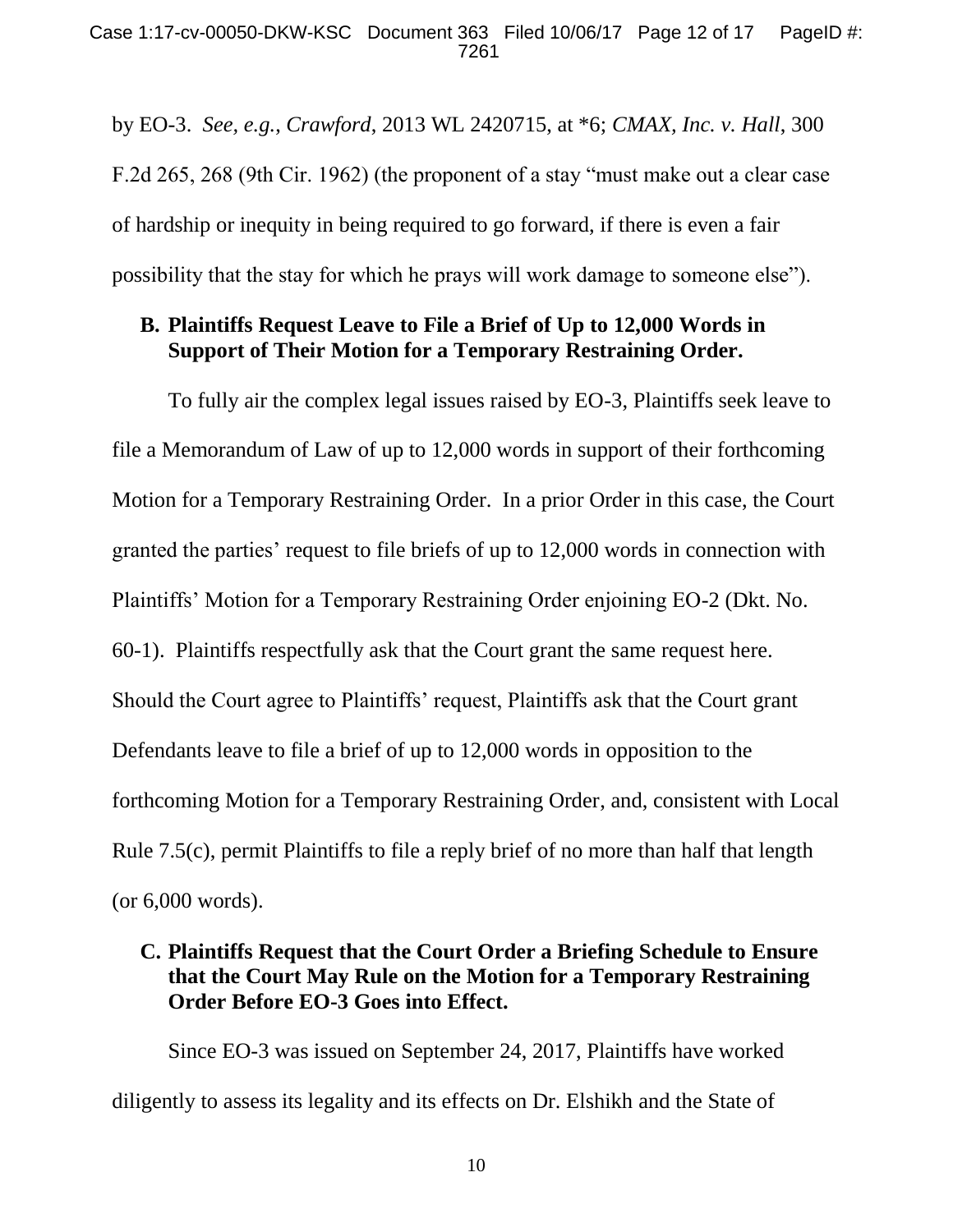by EO-3. *See, e.g.*, *Crawford*, 2013 WL 2420715, at *6; *CMAX, Inc. v. Hall*, 300 F.2d 265, 268 (9th Cir. 1962) (the proponent of a stay "must make out a clear case of hardship or inequity in being required to go forward, if there is even a fair possibility that the stay for which he prays will work damage to someone else").

### B. Plaintiffs Request Leave to File a Brief of Up to 12,000 Words in Support of Their Motion for a Temporary Restraining Order.

To fully air the complex legal issues raised by EO-3, Plaintiffs seek leave to file a Memorandum of Law of up to 12,000 words in support of their forthcoming Motion for a Temporary Restraining Order. In a prior Order in this case, the Court granted the parties' request to file briefs of up to 12,000 words in connection with Plaintiffs' Motion for a Temporary Restraining Order enjoining EO-2 (Dkt. No. 60-1). Plaintiffs respectfully ask that the Court grant the same request here. Should the Court agree to Plaintiffs' request, Plaintiffs ask that the Court grant Defendants leave to file a brief of up to 12,000 words in opposition to the forthcoming Motion for a Temporary Restraining Order, and, consistent with Local Rule 7.5(c), permit Plaintiffs to file a reply brief of no more than half that length (or 6,000 words).

### C. Plaintiffs Request that the Court Order a Briefing Schedule to Ensure that the Court May Rule on the Motion for a Temporary Restraining Order Before EO-3 Goes into Effect.

Since EO-3 was issued on September 24, 2017, Plaintiffs have worked diligently to assess its legality and its effects on Dr. Elshikh and the State of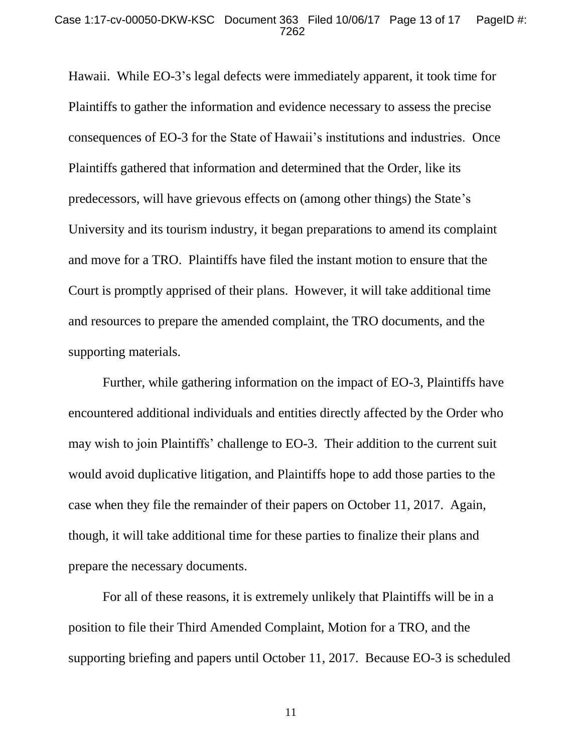Hawaii. While EO-3's legal defects were immediately apparent, it took time for Plaintiffs to gather the information and evidence necessary to assess the precise consequences of EO-3 for the State of Hawaii's institutions and industries. Once Plaintiffs gathered that information and determined that the Order, like its predecessors, will have grievous effects on (among other things) the State's University and its tourism industry, it began preparations to amend its complaint and move for a TRO. Plaintiffs have filed the instant motion to ensure that the Court is promptly apprised of their plans. However, it will take additional time and resources to prepare the amended complaint, the TRO documents, and the supporting materials.

Further, while gathering information on the impact of EO-3, Plaintiffs have encountered additional individuals and entities directly affected by the Order who may wish to join Plaintiffs' challenge to EO-3. Their addition to the current suit would avoid duplicative litigation, and Plaintiffs hope to add those parties to the case when they file the remainder of their papers on October 11, 2017. Again, though, it will take additional time for these parties to finalize their plans and prepare the necessary documents.

For all of these reasons, it is extremely unlikely that Plaintiffs will be in a position to file their Third Amended Complaint, Motion for a TRO, and the supporting briefing and papers until October 11, 2017. Because EO-3 is scheduled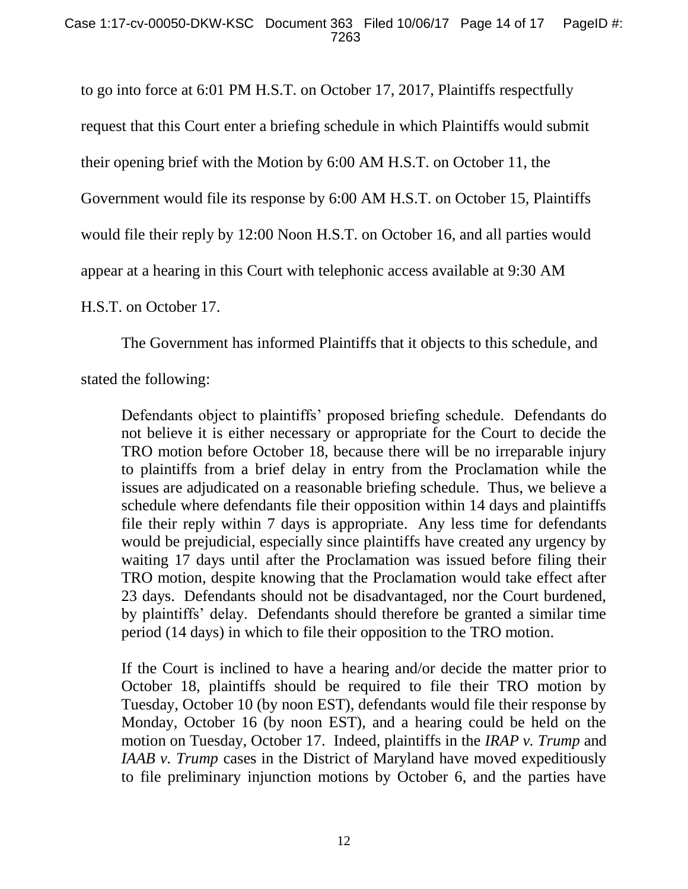to go into force at 6:01 PM H.S.T. on October 17, 2017, Plaintiffs respectfully request that this Court enter a briefing schedule in which Plaintiffs would submit their opening brief with the Motion by 6:00 AM H.S.T. on October 11, the Government would file its response by 6:00 AM H.S.T. on October 15, Plaintiffs would file their reply by 12:00 Noon H.S.T. on October 16, and all parties would appear at a hearing in this Court with telephonic access available at 9:30 AM H.S.T. on October 17.

The Government has informed Plaintiffs that it objects to this schedule, and stated the following:

> Defendants object to plaintiffs' proposed briefing schedule. Defendants do not believe it is either necessary or appropriate for the Court to decide the TRO motion before October 18, because there will be no irreparable injury to plaintiffs from a brief delay in entry from the Proclamation while the issues are adjudicated on a reasonable briefing schedule. Thus, we believe a schedule where defendants file their opposition within 14 days and plaintiffs file their reply within 7 days is appropriate. Any less time for defendants would be prejudicial, especially since plaintiffs have created any urgency by waiting 17 days until after the Proclamation was issued before filing their TRO motion, despite knowing that the Proclamation would take effect after 23 days. Defendants should not be disadvantaged, nor the Court burdened, by plaintiffs' delay. Defendants should therefore be granted a similar time period (14 days) in which to file their opposition to the TRO motion.
>
> If the Court is inclined to have a hearing and/or decide the matter prior to October 18, plaintiffs should be required to file their TRO motion by Tuesday, October 10 (by noon EST), defendants would file their response by Monday, October 16 (by noon EST), and a hearing could be held on the motion on Tuesday, October 17. Indeed, plaintiffs in the *IRAP v. Trump* and *IAAB v. Trump* cases in the District of Maryland have moved expeditiously to file preliminary injunction motions by October 6, and the parties have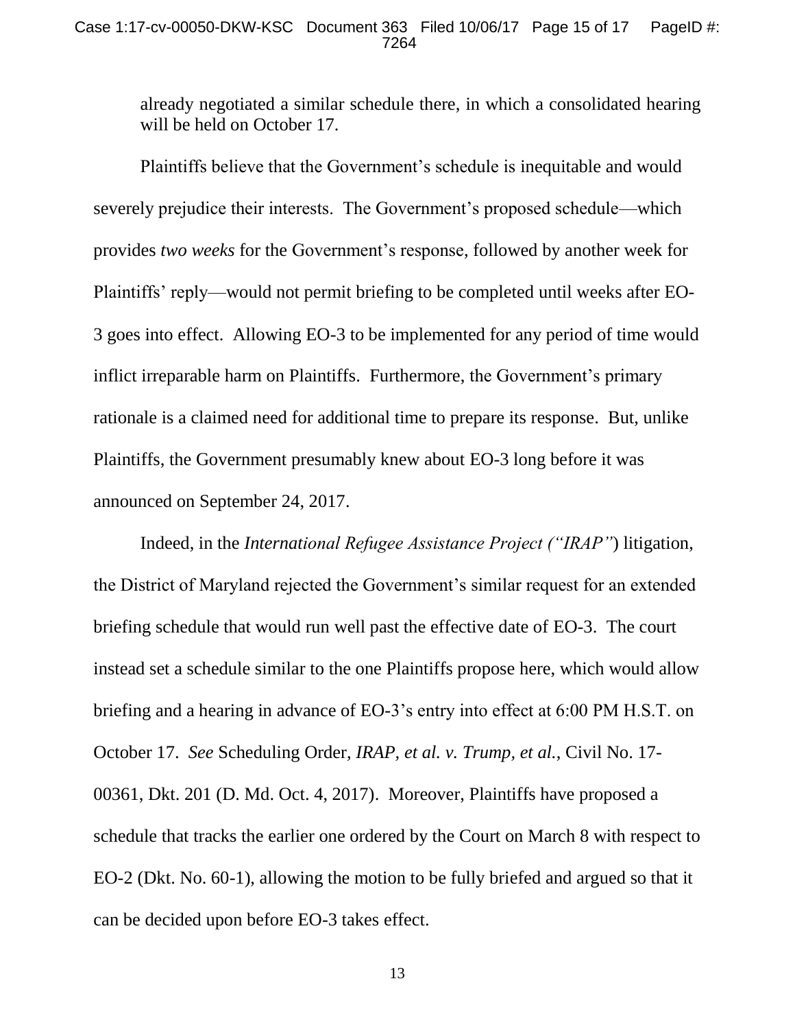already negotiated a similar schedule there, in which a consolidated hearing will be held on October 17.

Plaintiffs believe that the Government's schedule is inequitable and would severely prejudice their interests. The Government's proposed schedule—which provides *two weeks* for the Government's response, followed by another week for Plaintiffs' reply—would not permit briefing to be completed until weeks after EO-3 goes into effect. Allowing EO-3 to be implemented for any period of time would inflict irreparable harm on Plaintiffs. Furthermore, the Government's primary rationale is a claimed need for additional time to prepare its response. But, unlike Plaintiffs, the Government presumably knew about EO-3 long before it was announced on September 24, 2017.

Indeed, in the *International Refugee Assistance Project ("IRAP")* litigation, the District of Maryland rejected the Government's similar request for an extended briefing schedule that would run well past the effective date of EO-3. The court instead set a schedule similar to the one Plaintiffs propose here, which would allow briefing and a hearing in advance of EO-3's entry into effect at 6:00 PM H.S.T. on October 17. *See* Scheduling Order, *IRAP, et al. v. Trump, et al.*, Civil No. 17-00361, Dkt. 201 (D. Md. Oct. 4, 2017). Moreover, Plaintiffs have proposed a schedule that tracks the earlier one ordered by the Court on March 8 with respect to EO-2 (Dkt. No. 60-1), allowing the motion to be fully briefed and argued so that it can be decided upon before EO-3 takes effect.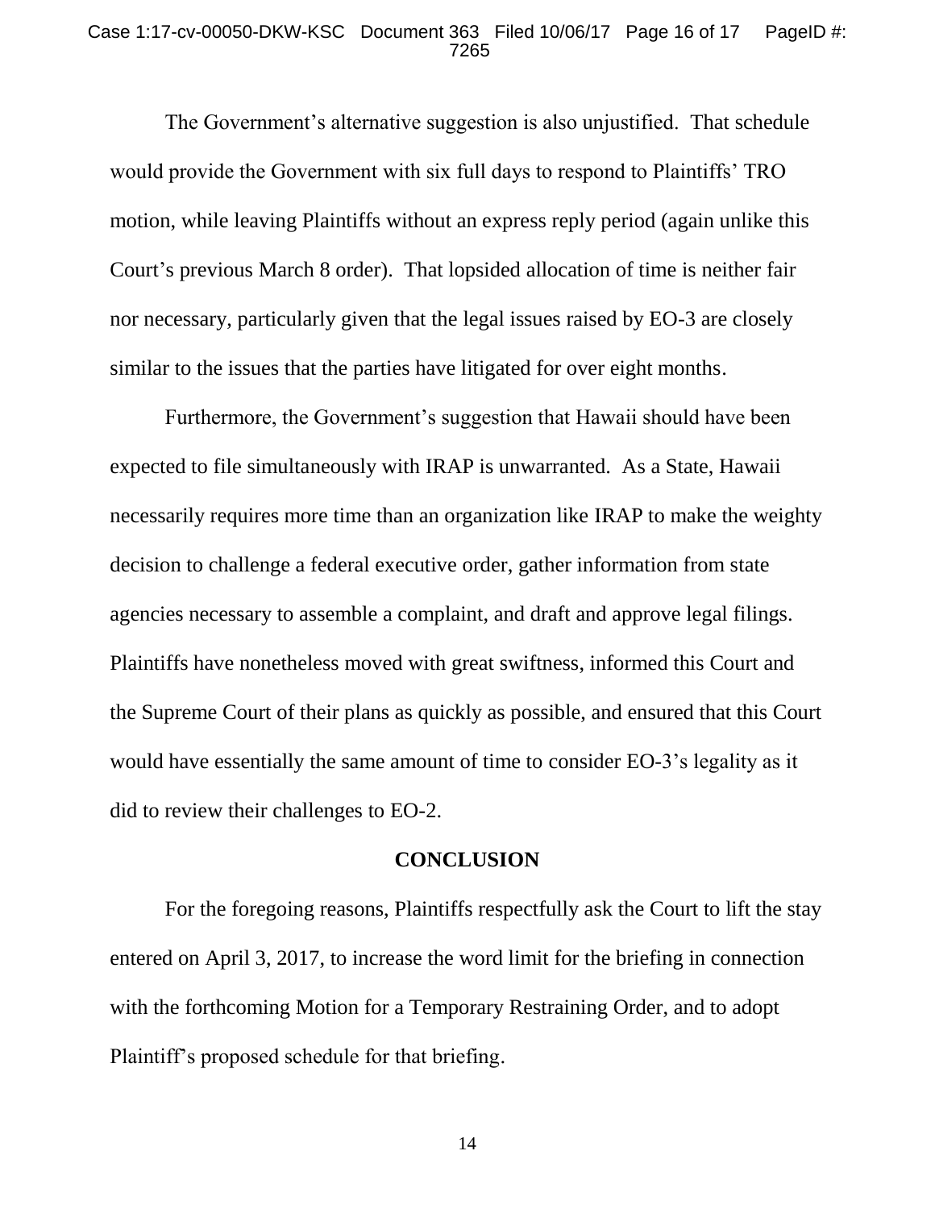The Government's alternative suggestion is also unjustified. That schedule would provide the Government with six full days to respond to Plaintiffs' TRO motion, while leaving Plaintiffs without an express reply period (again unlike this Court's previous March 8 order). That lopsided allocation of time is neither fair nor necessary, particularly given that the legal issues raised by EO-3 are closely similar to the issues that the parties have litigated for over eight months.

Furthermore, the Government's suggestion that Hawaii should have been expected to file simultaneously with IRAP is unwarranted. As a State, Hawaii necessarily requires more time than an organization like IRAP to make the weighty decision to challenge a federal executive order, gather information from state agencies necessary to assemble a complaint, and draft and approve legal filings. Plaintiffs have nonetheless moved with great swiftness, informed this Court and the Supreme Court of their plans as quickly as possible, and ensured that this Court would have essentially the same amount of time to consider EO-3's legality as it did to review their challenges to EO-2.

## CONCLUSION

For the foregoing reasons, Plaintiffs respectfully ask the Court to lift the stay entered on April 3, 2017, to increase the word limit for the briefing in connection with the forthcoming Motion for a Temporary Restraining Order, and to adopt Plaintiff's proposed schedule for that briefing.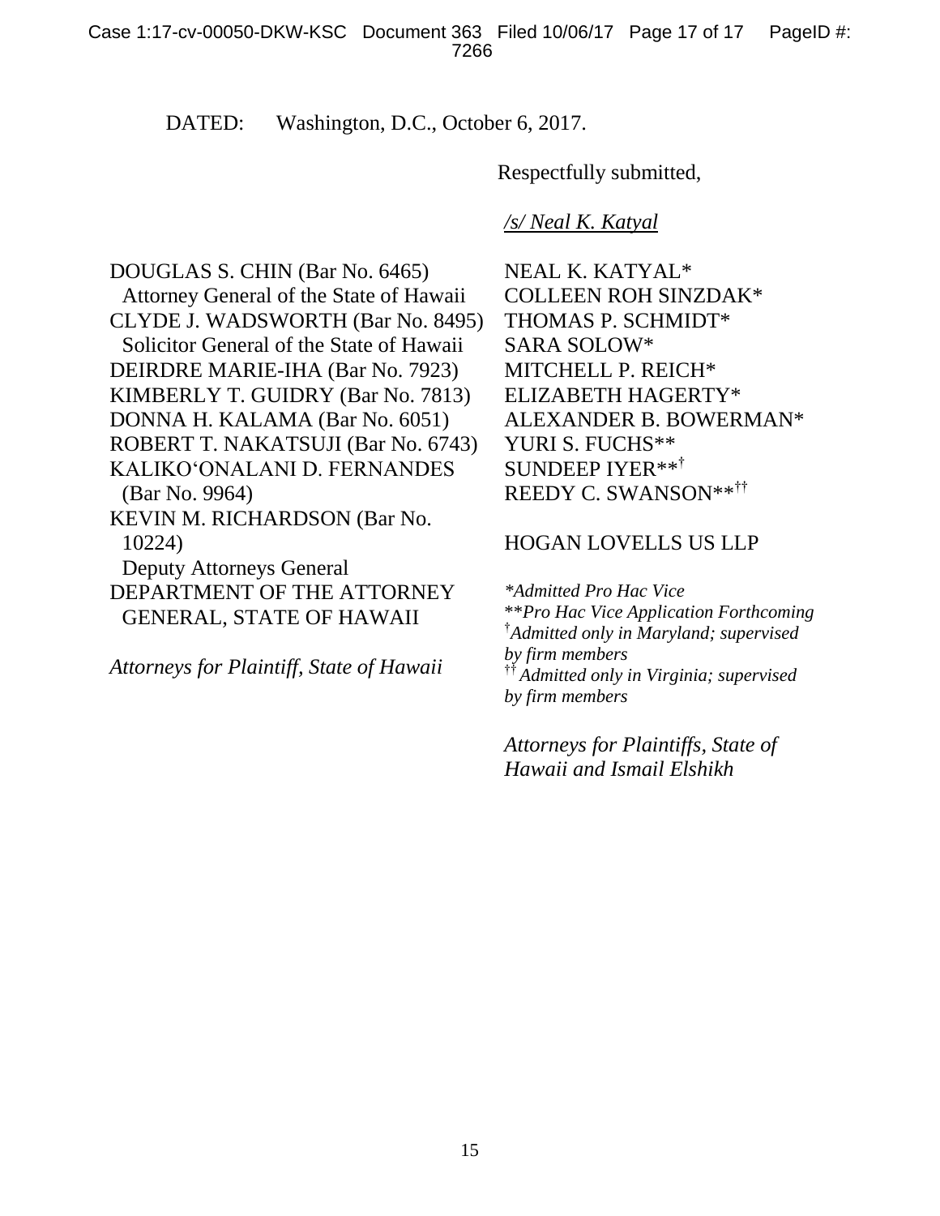DATED: Washington, D.C., October 6, 2017.

Respectfully submitted,

/s/ Neal K. Katyal

DOUGLAS S. CHIN (Bar No. 6465)
Attorney General of the State of Hawaii
CLYDE J. WADSWORTH (Bar No. 8495)
Solicitor General of the State of Hawaii
DEIRDRE MARIE-IHA (Bar No. 7923)
KIMBERLY T. GUIDRY (Bar No. 7813)
DONNA H. KALAMA (Bar No. 6051)
ROBERT T. NAKATSUJI (Bar No. 6743)
KALIKO'ONALANI D. FERNANDES (Bar No. 9964)
KEVIN M. RICHARDSON (Bar No. 10224)
Deputy Attorneys General
DEPARTMENT OF THE ATTORNEY GENERAL, STATE OF HAWAII

*Attorneys for Plaintiff, State of Hawaii*

NEAL K. KATYAL*
COLLEEN ROH SINZDAK*
THOMAS P. SCHMIDT*
SARA SOLOW*
MITCHELL P. REICH*
ELIZABETH HAGERTY*
ALEXANDER B. BOWERMAN*
YURI S. FUCHS**
SUNDEEP IYER**†
REEDY C. SWANSON**††

HOGAN LOVELLS US LLP

*\*Admitted Pro Hac Vice*
*\*\*Pro Hac Vice Application Forthcoming*
*†Admitted only in Maryland; supervised by firm members*
*†† Admitted only in Virginia; supervised by firm members*

*Attorneys for Plaintiffs, State of Hawaii and Ismail Elshikh*